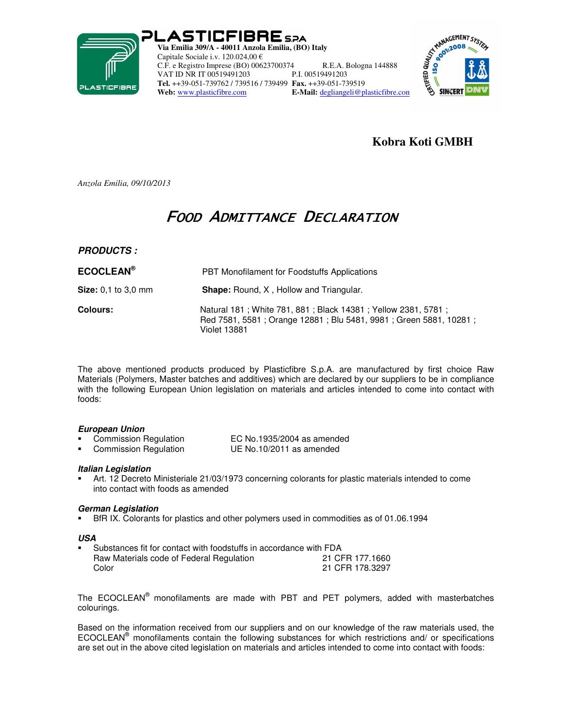**PLASTICFIBRE S.P.A**
**Via Emilia 309/A - 40011 Anzola Emilia, (BO) Italy**
Capitale Sociale i.v. 120.024,00 €
C.F. e Registro Imprese (BO) 00623700374 R.E.A. Bologna 144888
VAT ID NR IT 00519491203 P.I. 00519491203
**Tel.** ++39-051-739762 / 739516 / 739499 **Fax.** ++39-051-739519
**Web:** www.plasticfibre.com **E-Mail:** degliangeli@plasticfibre.com

**Kobra Koti GMBH**

*Anzola Emilia, 09/10/2013*

# FOOD ADMITTANCE DECLARATION

***PRODUCTS :***

| | |
|---|---|
| **ECOCLEAN®** | PBT Monofilament for Foodstuffs Applications |
| **Size:** 0,1 to 3,0 mm | **Shape:** Round, X , Hollow and Triangular. |
| **Colours:** | Natural 181 ; White 781, 881 ; Black 14381 ; Yellow 2381, 5781 ; Red 7581, 5581 ; Orange 12881 ; Blu 5481, 9981 ; Green 5881, 10281 ; Violet 13881 |

The above mentioned products produced by Plasticfibre S.p.A. are manufactured by first choice Raw Materials (Polymers, Master batches and additives) which are declared by our suppliers to be in compliance with the following European Union legislation on materials and articles intended to come into contact with foods:

***European Union***

- Commission Regulation EC No.1935/2004 as amended
- Commission Regulation UE No.10/2011 as amended

***Italian Legislation***

- Art. 12 Decreto Ministeriale 21/03/1973 concerning colorants for plastic materials intended to come into contact with foods as amended

***German Legislation***

- BfR IX. Colorants for plastics and other polymers used in commodities as of 01.06.1994

***USA***

- Substances fit for contact with foodstuffs in accordance with FDA
  Raw Materials code of Federal Regulation 21 CFR 177.1660
  Color 21 CFR 178.3297

The ECOCLEAN® monofilaments are made with PBT and PET polymers, added with masterbatches colourings.

Based on the information received from our suppliers and on our knowledge of the raw materials used, the ECOCLEAN® monofilaments contain the following substances for which restrictions and/ or specifications are set out in the above cited legislation on materials and articles intended to come into contact with foods: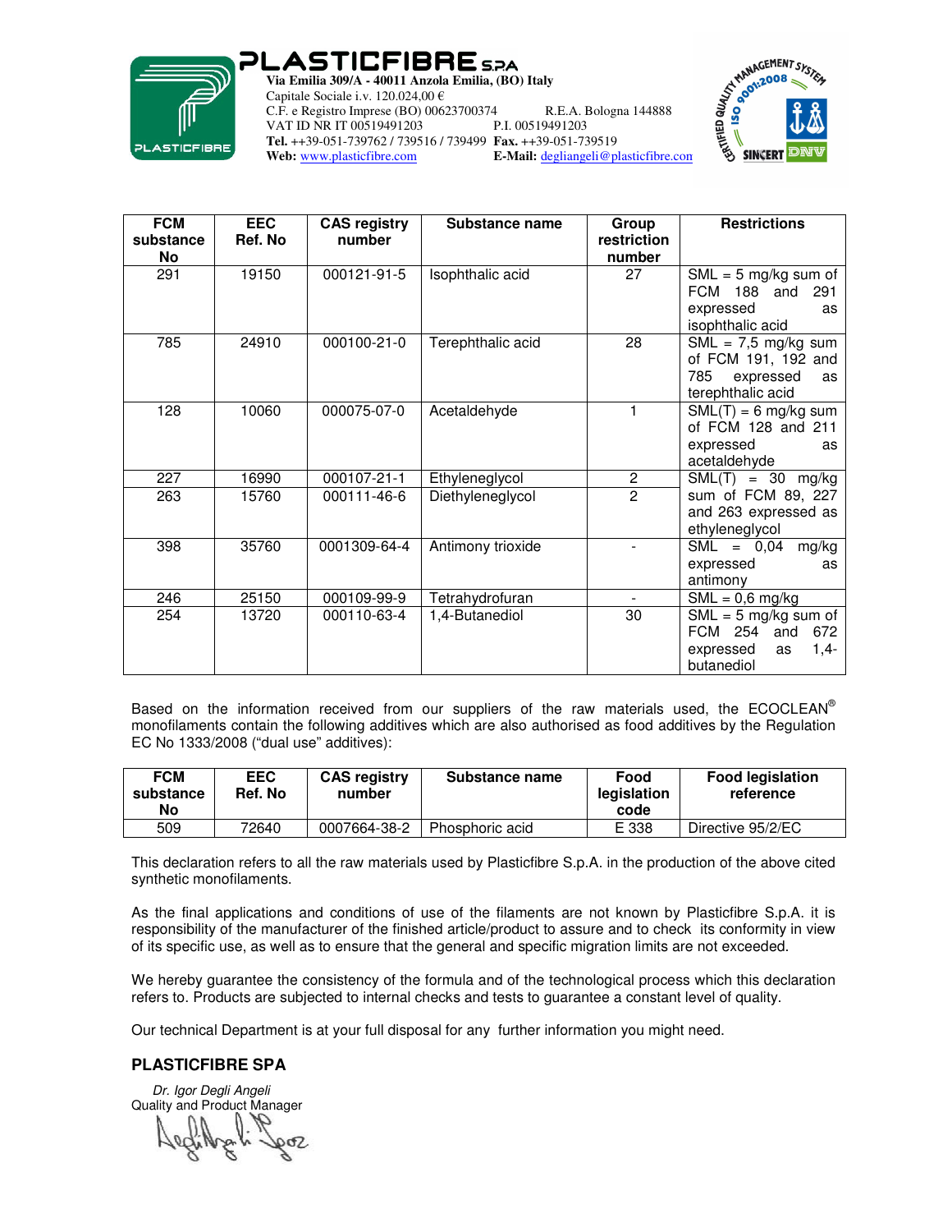**PLASTICFIBRE S.P.A**
**Via Emilia 309/A - 40011 Anzola Emilia, (BO) Italy**
Capitale Sociale i.v. 120.024,00 €
C.F. e Registro Imprese (BO) 00623700374 R.E.A. Bologna 144888
VAT ID NR IT 00519491203 P.I. 00519491203
**Tel.** ++39-051-739762 / 739516 / 739499 **Fax.** ++39-051-739519
**Web:** www.plasticfibre.com **E-Mail:** degliangeli@plasticfibre.com

| FCM substance No | EEC Ref. No | CAS registry number | Substance name | Group restriction number | Restrictions |
|---|---|---|---|---|---|
| 291 | 19150 | 000121-91-5 | Isophthalic acid | 27 | SML = 5 mg/kg sum of FCM 188 and 291 expressed as isophthalic acid |
| 785 | 24910 | 000100-21-0 | Terephthalic acid | 28 | SML = 7,5 mg/kg sum of FCM 191, 192 and 785 expressed as terephthalic acid |
| 128 | 10060 | 000075-07-0 | Acetaldehyde | 1 | SML(T) = 6 mg/kg sum of FCM 128 and 211 expressed as acetaldehyde |
| 227 | 16990 | 000107-21-1 | Ethyleneglycol | 2 | SML(T) = 30 mg/kg sum of FCM 89, 227 and 263 expressed as ethyleneglycol |
| 263 | 15760 | 000111-46-6 | Diethyleneglycol | 2 | |
| 398 | 35760 | 0001309-64-4 | Antimony trioxide | - | SML = 0,04 mg/kg expressed as antimony |
| 246 | 25150 | 000109-99-9 | Tetrahydrofuran | - | SML = 0,6 mg/kg |
| 254 | 13720 | 000110-63-4 | 1,4-Butanediol | 30 | SML = 5 mg/kg sum of FCM 254 and 672 expressed as 1,4-butanediol |

Based on the information received from our suppliers of the raw materials used, the ECOCLEAN® monofilaments contain the following additives which are also authorised as food additives by the Regulation EC No 1333/2008 ("dual use" additives):

| FCM substance No | EEC Ref. No | CAS registry number | Substance name | Food legislation code | Food legislation reference |
|---|---|---|---|---|---|
| 509 | 72640 | 0007664-38-2 | Phosphoric acid | E 338 | Directive 95/2/EC |

This declaration refers to all the raw materials used by Plasticfibre S.p.A. in the production of the above cited synthetic monofilaments.

As the final applications and conditions of use of the filaments are not known by Plasticfibre S.p.A. it is responsibility of the manufacturer of the finished article/product to assure and to check its conformity in view of its specific use, as well as to ensure that the general and specific migration limits are not exceeded.

We hereby guarantee the consistency of the formula and of the technological process which this declaration refers to. Products are subjected to internal checks and tests to guarantee a constant level of quality.

Our technical Department is at your full disposal for any further information you might need.

**PLASTICFIBRE SPA**

*Dr. Igor Degli Angeli*
Quality and Product Manager